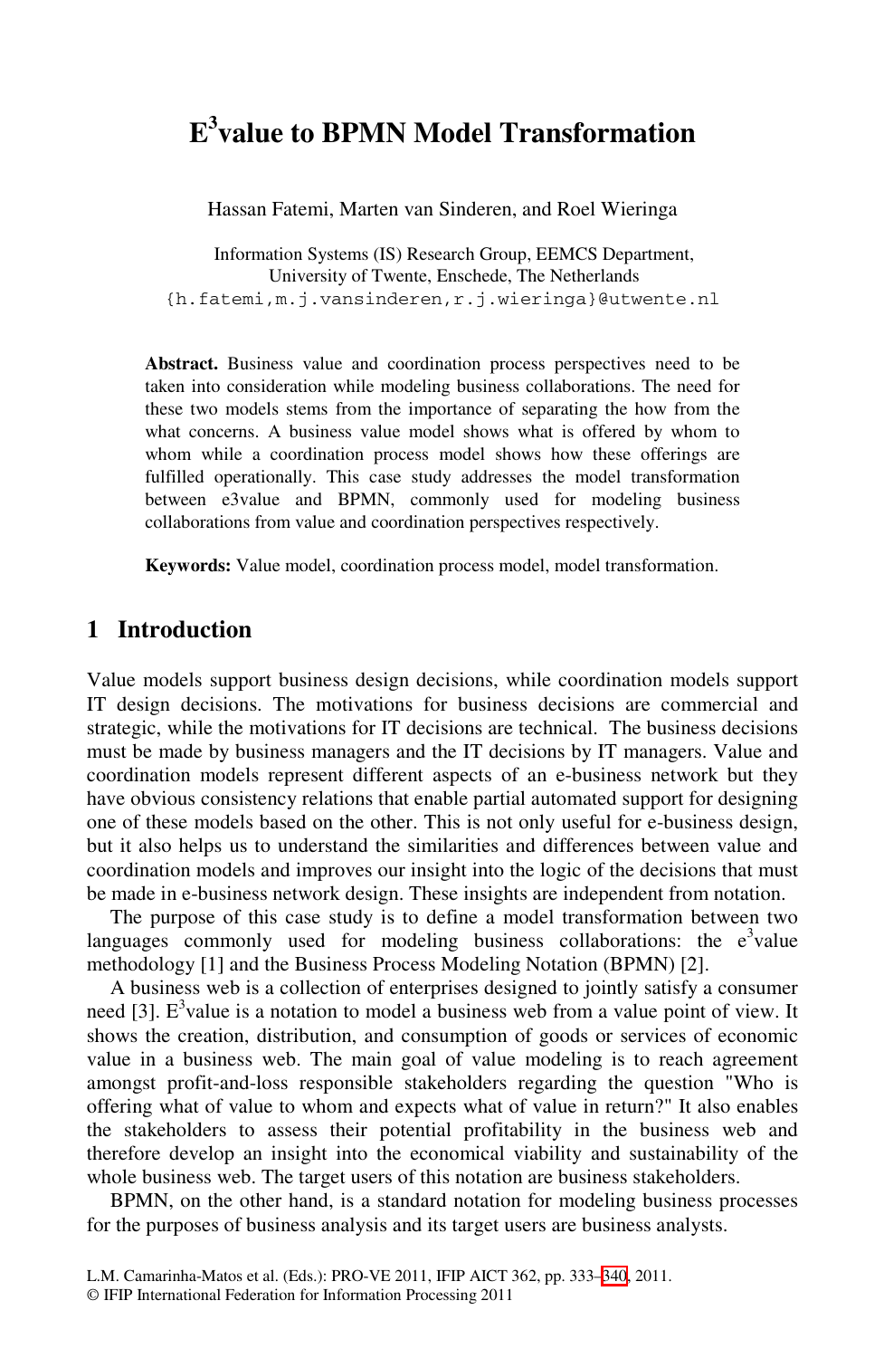# E$^3$value to BPMN Model Transformation

Hassan Fatemi, Marten van Sinderen, and Roel Wieringa

Information Systems (IS) Research Group, EEMCS Department,
University of Twente, Enschede, The Netherlands
{h.fatemi,m.j.vansinderen,r.j.wieringa}@utwente.nl

**Abstract.** Business value and coordination process perspectives need to be taken into consideration while modeling business collaborations. The need for these two models stems from the importance of separating the how from the what concerns. A business value model shows what is offered by whom to whom while a coordination process model shows how these offerings are fulfilled operationally. This case study addresses the model transformation between e3value and BPMN, commonly used for modeling business collaborations from value and coordination perspectives respectively.

**Keywords:** Value model, coordination process model, model transformation.

## 1 Introduction

Value models support business design decisions, while coordination models support IT design decisions. The motivations for business decisions are commercial and strategic, while the motivations for IT decisions are technical. The business decisions must be made by business managers and the IT decisions by IT managers. Value and coordination models represent different aspects of an e-business network but they have obvious consistency relations that enable partial automated support for designing one of these models based on the other. This is not only useful for e-business design, but it also helps us to understand the similarities and differences between value and coordination models and improves our insight into the logic of the decisions that must be made in e-business network design. These insights are independent from notation.

The purpose of this case study is to define a model transformation between two languages commonly used for modeling business collaborations: the e$^3$value methodology [1] and the Business Process Modeling Notation (BPMN) [2].

A business web is a collection of enterprises designed to jointly satisfy a consumer need [3]. E$^3$value is a notation to model a business web from a value point of view. It shows the creation, distribution, and consumption of goods or services of economic value in a business web. The main goal of value modeling is to reach agreement amongst profit-and-loss responsible stakeholders regarding the question "Who is offering what of value to whom and expects what of value in return?" It also enables the stakeholders to assess their potential profitability in the business web and therefore develop an insight into the economical viability and sustainability of the whole business web. The target users of this notation are business stakeholders.

BPMN, on the other hand, is a standard notation for modeling business processes for the purposes of business analysis and its target users are business analysts.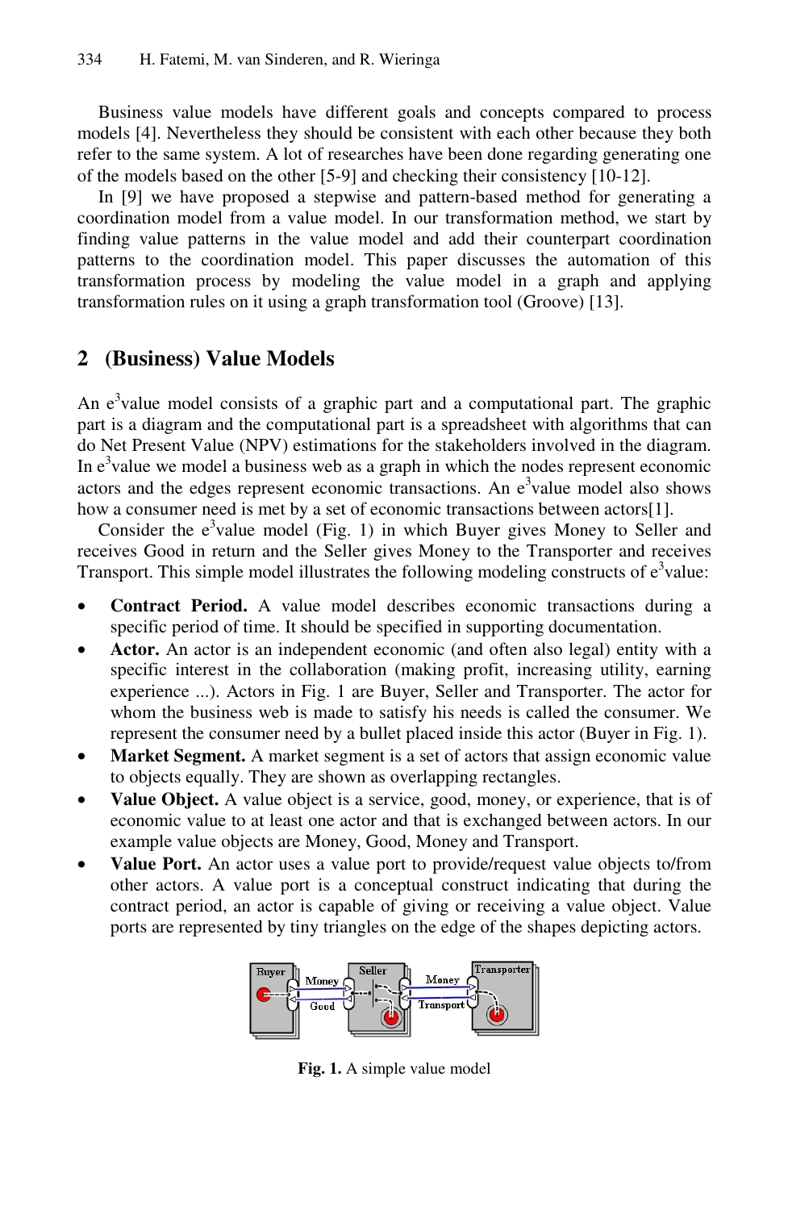Business value models have different goals and concepts compared to process models [4]. Nevertheless they should be consistent with each other because they both refer to the same system. A lot of researches have been done regarding generating one of the models based on the other [5-9] and checking their consistency [10-12].

In [9] we have proposed a stepwise and pattern-based method for generating a coordination model from a value model. In our transformation method, we start by finding value patterns in the value model and add their counterpart coordination patterns to the coordination model. This paper discusses the automation of this transformation process by modeling the value model in a graph and applying transformation rules on it using a graph transformation tool (Groove) [13].

## 2 (Business) Value Models

An e$^3$value model consists of a graphic part and a computational part. The graphic part is a diagram and the computational part is a spreadsheet with algorithms that can do Net Present Value (NPV) estimations for the stakeholders involved in the diagram. In e$^3$value we model a business web as a graph in which the nodes represent economic actors and the edges represent economic transactions. An e$^3$value model also shows how a consumer need is met by a set of economic transactions between actors[1].

Consider the e$^3$value model (Fig. 1) in which Buyer gives Money to Seller and receives Good in return and the Seller gives Money to the Transporter and receives Transport. This simple model illustrates the following modeling constructs of e$^3$value:

- **Contract Period.** A value model describes economic transactions during a specific period of time. It should be specified in supporting documentation.
- **Actor.** An actor is an independent economic (and often also legal) entity with a specific interest in the collaboration (making profit, increasing utility, earning experience ...). Actors in Fig. 1 are Buyer, Seller and Transporter. The actor for whom the business web is made to satisfy his needs is called the consumer. We represent the consumer need by a bullet placed inside this actor (Buyer in Fig. 1).
- **Market Segment.** A market segment is a set of actors that assign economic value to objects equally. They are shown as overlapping rectangles.
- **Value Object.** A value object is a service, good, money, or experience, that is of economic value to at least one actor and that is exchanged between actors. In our example value objects are Money, Good, Money and Transport.
- **Value Port.** An actor uses a value port to provide/request value objects to/from other actors. A value port is a conceptual construct indicating that during the contract period, an actor is capable of giving or receiving a value object. Value ports are represented by tiny triangles on the edge of the shapes depicting actors.

**Fig. 1.** A simple value model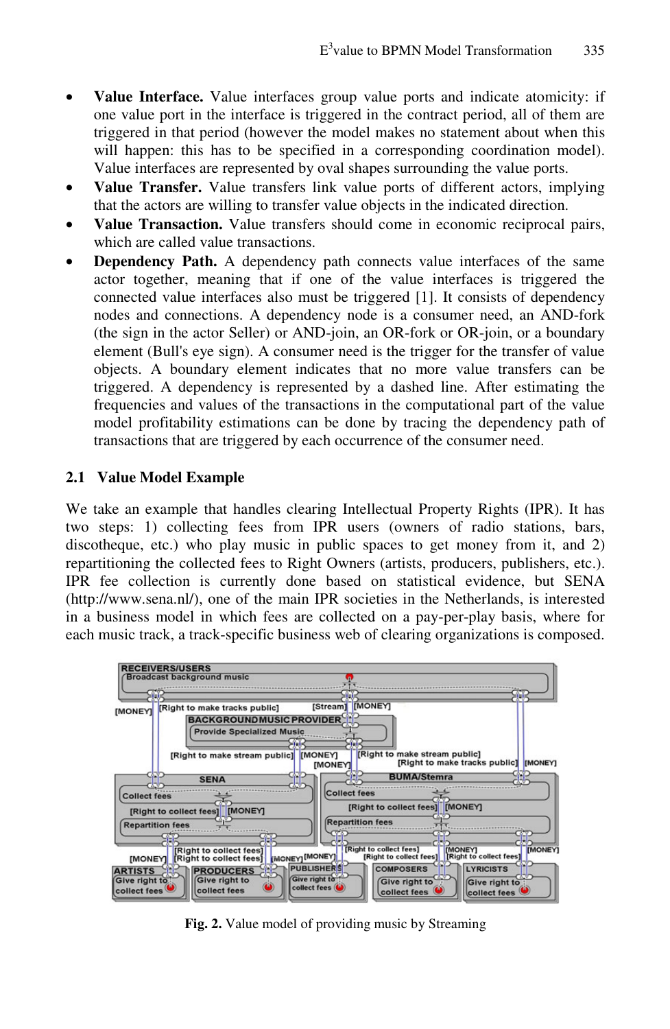- **Value Interface.** Value interfaces group value ports and indicate atomicity: if one value port in the interface is triggered in the contract period, all of them are triggered in that period (however the model makes no statement about when this will happen: this has to be specified in a corresponding coordination model). Value interfaces are represented by oval shapes surrounding the value ports.
- **Value Transfer.** Value transfers link value ports of different actors, implying that the actors are willing to transfer value objects in the indicated direction.
- **Value Transaction.** Value transfers should come in economic reciprocal pairs, which are called value transactions.
- **Dependency Path.** A dependency path connects value interfaces of the same actor together, meaning that if one of the value interfaces is triggered the connected value interfaces also must be triggered [1]. It consists of dependency nodes and connections. A dependency node is a consumer need, an AND-fork (the sign in the actor Seller) or AND-join, an OR-fork or OR-join, or a boundary element (Bull's eye sign). A consumer need is the trigger for the transfer of value objects. A boundary element indicates that no more value transfers can be triggered. A dependency is represented by a dashed line. After estimating the frequencies and values of the transactions in the computational part of the value model profitability estimations can be done by tracing the dependency path of transactions that are triggered by each occurrence of the consumer need.

### 2.1 Value Model Example

We take an example that handles clearing Intellectual Property Rights (IPR). It has two steps: 1) collecting fees from IPR users (owners of radio stations, bars, discotheque, etc.) who play music in public spaces to get money from it, and 2) repartitioning the collected fees to Right Owners (artists, producers, publishers, etc.). IPR fee collection is currently done based on statistical evidence, but SENA (http://www.sena.nl/), one of the main IPR societies in the Netherlands, is interested in a business model in which fees are collected on a pay-per-play basis, where for each music track, a track-specific business web of clearing organizations is composed.

RECEIVERS/USERS
Broadcast background music
[MONEY] [Right to make tracks public] [Stream] [MONEY]
BACKGROUNDMUSIC PROVIDER
Provide Specialized Music
[Right to make stream public] [MONEY] [MONEY] [Right to make stream public] [Right to make tracks public] [MONEY]
SENA
Collect fees
[Right to collect fees] [MONEY]
Repartition fees
BUMA/Stemra
Collect fees
[Right to collect fees] [MONEY]
Repartition fees
[MONEY] [Right to collect fees] [Right to collect fees] [MONEY] [MONEY] [Right to collect fees] [Right to collect fees] [MONEY] [Right to collect fees] [MONEY]
ARTISTS
Give right to collect fees
PRODUCERS
Give right to collect fees
PUBLISHERS
Give right to collect fees
COMPOSERS
Give right to collect fees
LYRICISTS
Give right to collect fees

**Fig. 2.** Value model of providing music by Streaming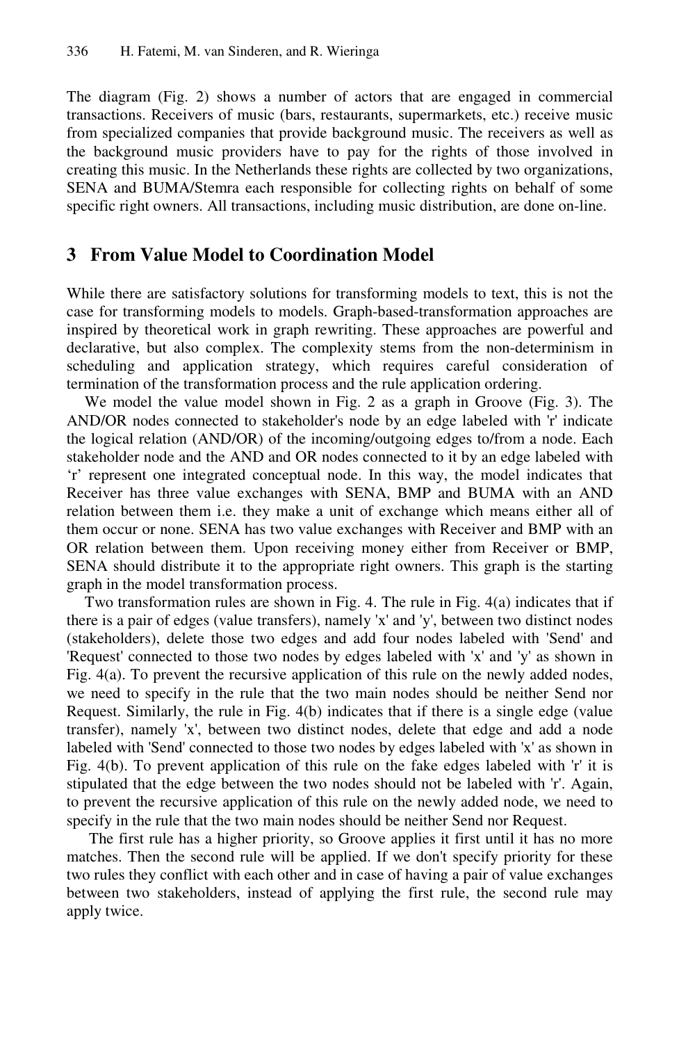The diagram (Fig. 2) shows a number of actors that are engaged in commercial transactions. Receivers of music (bars, restaurants, supermarkets, etc.) receive music from specialized companies that provide background music. The receivers as well as the background music providers have to pay for the rights of those involved in creating this music. In the Netherlands these rights are collected by two organizations, SENA and BUMA/Stemra each responsible for collecting rights on behalf of some specific right owners. All transactions, including music distribution, are done on-line.

## 3 From Value Model to Coordination Model

While there are satisfactory solutions for transforming models to text, this is not the case for transforming models to models. Graph-based-transformation approaches are inspired by theoretical work in graph rewriting. These approaches are powerful and declarative, but also complex. The complexity stems from the non-determinism in scheduling and application strategy, which requires careful consideration of termination of the transformation process and the rule application ordering.

We model the value model shown in Fig. 2 as a graph in Groove (Fig. 3). The AND/OR nodes connected to stakeholder's node by an edge labeled with 'r' indicate the logical relation (AND/OR) of the incoming/outgoing edges to/from a node. Each stakeholder node and the AND and OR nodes connected to it by an edge labeled with 'r' represent one integrated conceptual node. In this way, the model indicates that Receiver has three value exchanges with SENA, BMP and BUMA with an AND relation between them i.e. they make a unit of exchange which means either all of them occur or none. SENA has two value exchanges with Receiver and BMP with an OR relation between them. Upon receiving money either from Receiver or BMP, SENA should distribute it to the appropriate right owners. This graph is the starting graph in the model transformation process.

Two transformation rules are shown in Fig. 4. The rule in Fig. 4(a) indicates that if there is a pair of edges (value transfers), namely 'x' and 'y', between two distinct nodes (stakeholders), delete those two edges and add four nodes labeled with 'Send' and 'Request' connected to those two nodes by edges labeled with 'x' and 'y' as shown in Fig. 4(a). To prevent the recursive application of this rule on the newly added nodes, we need to specify in the rule that the two main nodes should be neither Send nor Request. Similarly, the rule in Fig. 4(b) indicates that if there is a single edge (value transfer), namely 'x', between two distinct nodes, delete that edge and add a node labeled with 'Send' connected to those two nodes by edges labeled with 'x' as shown in Fig. 4(b). To prevent application of this rule on the fake edges labeled with 'r' it is stipulated that the edge between the two nodes should not be labeled with 'r'. Again, to prevent the recursive application of this rule on the newly added node, we need to specify in the rule that the two main nodes should be neither Send nor Request.

The first rule has a higher priority, so Groove applies it first until it has no more matches. Then the second rule will be applied. If we don't specify priority for these two rules they conflict with each other and in case of having a pair of value exchanges between two stakeholders, instead of applying the first rule, the second rule may apply twice.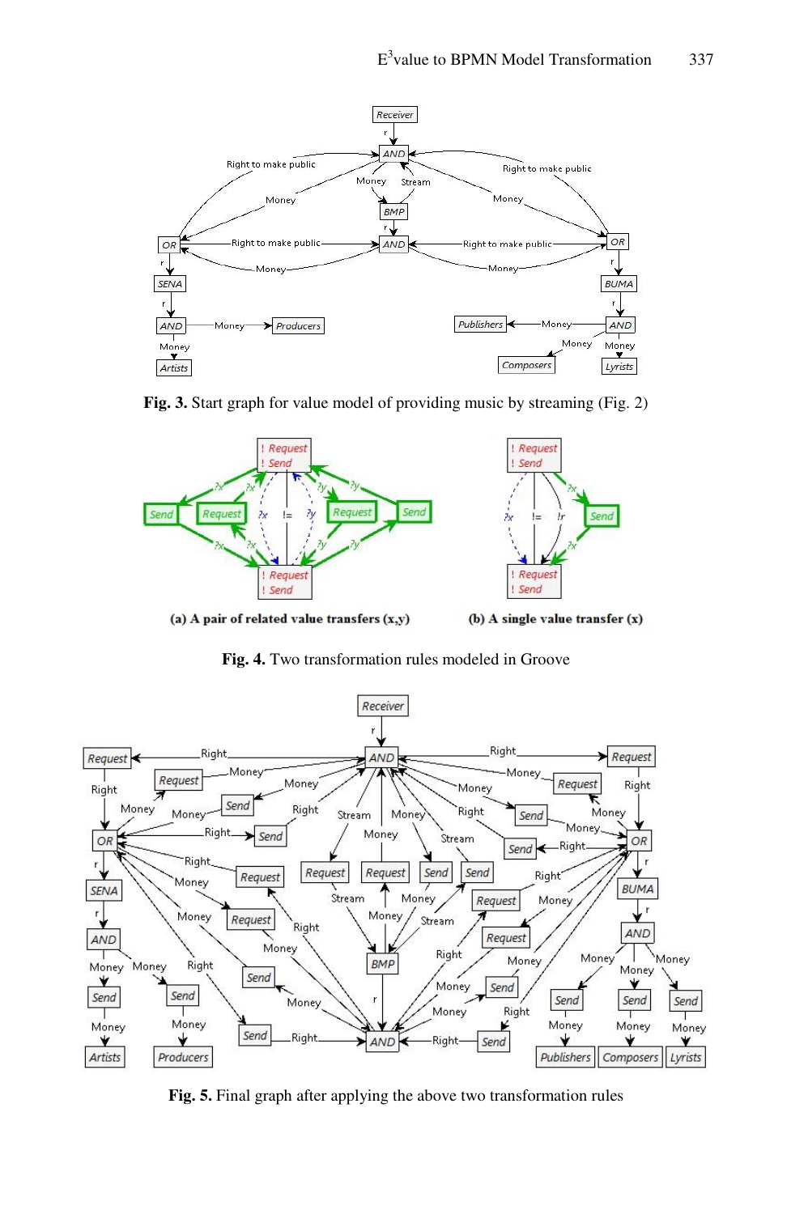**Fig. 3.** Start graph for value model of providing music by streaming (Fig. 2)

(a) A pair of related value transfers (x,y)

(b) A single value transfer (x)

**Fig. 4.** Two transformation rules modeled in Groove

**Fig. 5.** Final graph after applying the above two transformation rules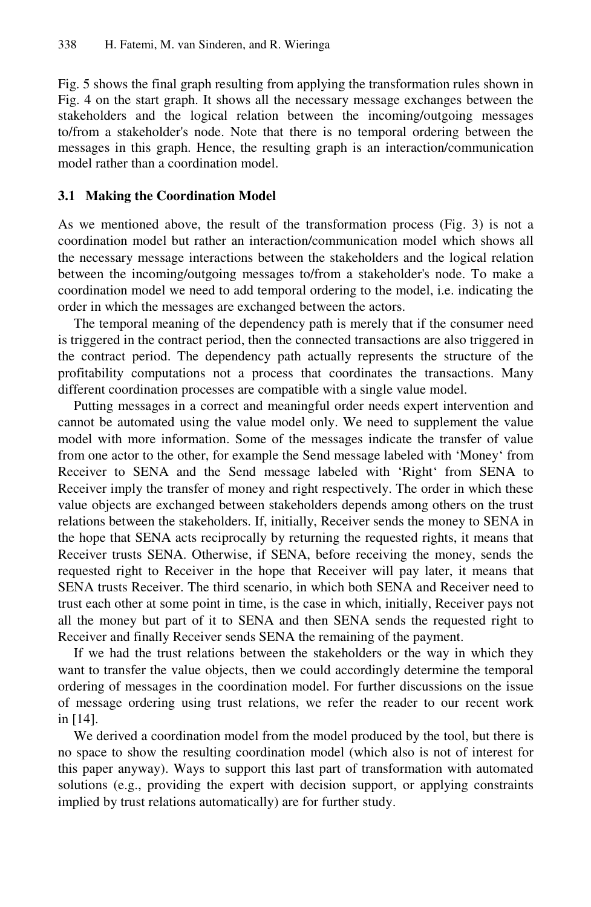Fig. 5 shows the final graph resulting from applying the transformation rules shown in Fig. 4 on the start graph. It shows all the necessary message exchanges between the stakeholders and the logical relation between the incoming/outgoing messages to/from a stakeholder's node. Note that there is no temporal ordering between the messages in this graph. Hence, the resulting graph is an interaction/communication model rather than a coordination model.

### 3.1 Making the Coordination Model

As we mentioned above, the result of the transformation process (Fig. 3) is not a coordination model but rather an interaction/communication model which shows all the necessary message interactions between the stakeholders and the logical relation between the incoming/outgoing messages to/from a stakeholder's node. To make a coordination model we need to add temporal ordering to the model, i.e. indicating the order in which the messages are exchanged between the actors.

The temporal meaning of the dependency path is merely that if the consumer need is triggered in the contract period, then the connected transactions are also triggered in the contract period. The dependency path actually represents the structure of the profitability computations not a process that coordinates the transactions. Many different coordination processes are compatible with a single value model.

Putting messages in a correct and meaningful order needs expert intervention and cannot be automated using the value model only. We need to supplement the value model with more information. Some of the messages indicate the transfer of value from one actor to the other, for example the Send message labeled with 'Money' from Receiver to SENA and the Send message labeled with 'Right' from SENA to Receiver imply the transfer of money and right respectively. The order in which these value objects are exchanged between stakeholders depends among others on the trust relations between the stakeholders. If, initially, Receiver sends the money to SENA in the hope that SENA acts reciprocally by returning the requested rights, it means that Receiver trusts SENA. Otherwise, if SENA, before receiving the money, sends the requested right to Receiver in the hope that Receiver will pay later, it means that SENA trusts Receiver. The third scenario, in which both SENA and Receiver need to trust each other at some point in time, is the case in which, initially, Receiver pays not all the money but part of it to SENA and then SENA sends the requested right to Receiver and finally Receiver sends SENA the remaining of the payment.

If we had the trust relations between the stakeholders or the way in which they want to transfer the value objects, then we could accordingly determine the temporal ordering of messages in the coordination model. For further discussions on the issue of message ordering using trust relations, we refer the reader to our recent work in [14].

We derived a coordination model from the model produced by the tool, but there is no space to show the resulting coordination model (which also is not of interest for this paper anyway). Ways to support this last part of transformation with automated solutions (e.g., providing the expert with decision support, or applying constraints implied by trust relations automatically) are for further study.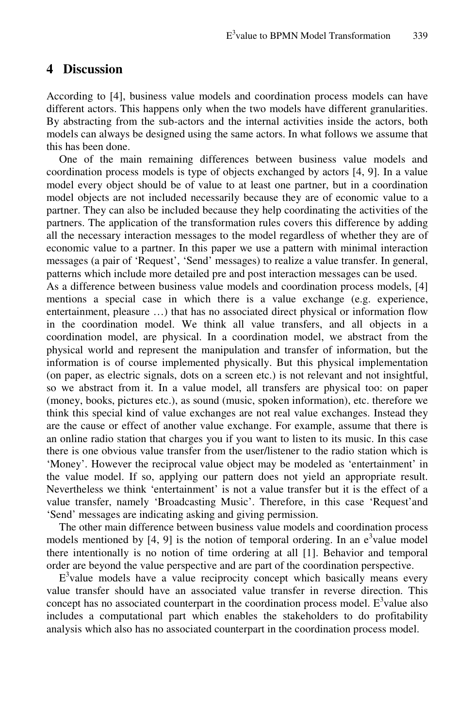## 4 Discussion

According to [4], business value models and coordination process models can have different actors. This happens only when the two models have different granularities. By abstracting from the sub-actors and the internal activities inside the actors, both models can always be designed using the same actors. In what follows we assume that this has been done.

One of the main remaining differences between business value models and coordination process models is type of objects exchanged by actors [4, 9]. In a value model every object should be of value to at least one partner, but in a coordination model objects are not included necessarily because they are of economic value to a partner. They can also be included because they help coordinating the activities of the partners. The application of the transformation rules covers this difference by adding all the necessary interaction messages to the model regardless of whether they are of economic value to a partner. In this paper we use a pattern with minimal interaction messages (a pair of 'Request', 'Send' messages) to realize a value transfer. In general, patterns which include more detailed pre and post interaction messages can be used.

As a difference between business value models and coordination process models, [4] mentions a special case in which there is a value exchange (e.g. experience, entertainment, pleasure …) that has no associated direct physical or information flow in the coordination model. We think all value transfers, and all objects in a coordination model, are physical. In a coordination model, we abstract from the physical world and represent the manipulation and transfer of information, but the information is of course implemented physically. But this physical implementation (on paper, as electric signals, dots on a screen etc.) is not relevant and not insightful, so we abstract from it. In a value model, all transfers are physical too: on paper (money, books, pictures etc.), as sound (music, spoken information), etc. therefore we think this special kind of value exchanges are not real value exchanges. Instead they are the cause or effect of another value exchange. For example, assume that there is an online radio station that charges you if you want to listen to its music. In this case there is one obvious value transfer from the user/listener to the radio station which is 'Money'. However the reciprocal value object may be modeled as 'entertainment' in the value model. If so, applying our pattern does not yield an appropriate result. Nevertheless we think 'entertainment' is not a value transfer but it is the effect of a value transfer, namely 'Broadcasting Music'. Therefore, in this case 'Request'and 'Send' messages are indicating asking and giving permission.

The other main difference between business value models and coordination process models mentioned by [4, 9] is the notion of temporal ordering. In an e$^3$value model there intentionally is no notion of time ordering at all [1]. Behavior and temporal order are beyond the value perspective and are part of the coordination perspective.

E$^3$value models have a value reciprocity concept which basically means every value transfer should have an associated value transfer in reverse direction. This concept has no associated counterpart in the coordination process model. E$^3$value also includes a computational part which enables the stakeholders to do profitability analysis which also has no associated counterpart in the coordination process model.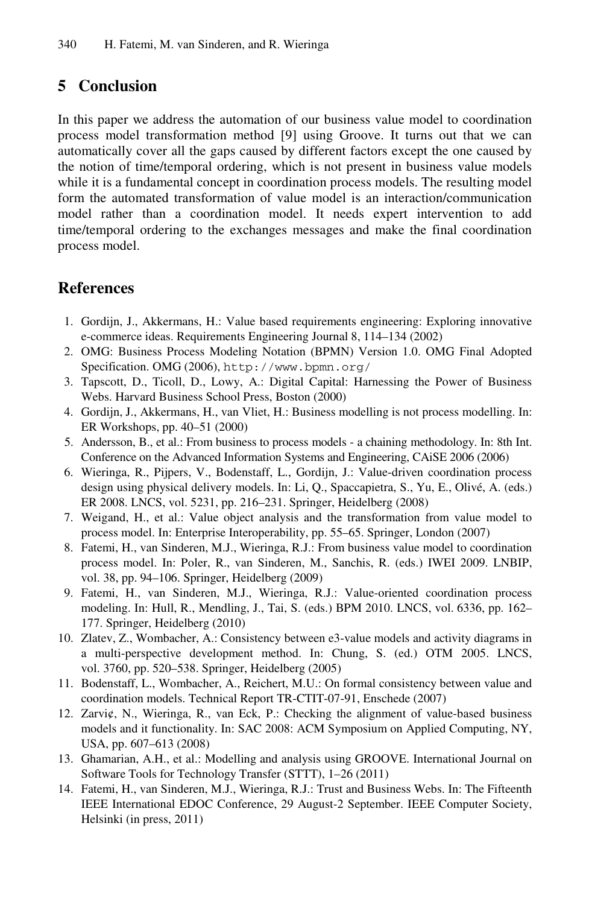## 5 Conclusion

In this paper we address the automation of our business value model to coordination process model transformation method [9] using Groove. It turns out that we can automatically cover all the gaps caused by different factors except the one caused by the notion of time/temporal ordering, which is not present in business value models while it is a fundamental concept in coordination process models. The resulting model form the automated transformation of value model is an interaction/communication model rather than a coordination model. It needs expert intervention to add time/temporal ordering to the exchanges messages and make the final coordination process model.

## References

1. Gordijn, J., Akkermans, H.: Value based requirements engineering: Exploring innovative e-commerce ideas. Requirements Engineering Journal 8, 114–134 (2002)
2. OMG: Business Process Modeling Notation (BPMN) Version 1.0. OMG Final Adopted Specification. OMG (2006), http://www.bpmn.org/
3. Tapscott, D., Ticoll, D., Lowy, A.: Digital Capital: Harnessing the Power of Business Webs. Harvard Business School Press, Boston (2000)
4. Gordijn, J., Akkermans, H., van Vliet, H.: Business modelling is not process modelling. In: ER Workshops, pp. 40–51 (2000)
5. Andersson, B., et al.: From business to process models - a chaining methodology. In: 8th Int. Conference on the Advanced Information Systems and Engineering, CAiSE 2006 (2006)
6. Wieringa, R., Pijpers, V., Bodenstaff, L., Gordijn, J.: Value-driven coordination process design using physical delivery models. In: Li, Q., Spaccapietra, S., Yu, E., Olivé, A. (eds.) ER 2008. LNCS, vol. 5231, pp. 216–231. Springer, Heidelberg (2008)
7. Weigand, H., et al.: Value object analysis and the transformation from value model to process model. In: Enterprise Interoperability, pp. 55–65. Springer, London (2007)
8. Fatemi, H., van Sinderen, M.J., Wieringa, R.J.: From business value model to coordination process model. In: Poler, R., van Sinderen, M., Sanchis, R. (eds.) IWEI 2009. LNBIP, vol. 38, pp. 94–106. Springer, Heidelberg (2009)
9. Fatemi, H., van Sinderen, M.J., Wieringa, R.J.: Value-oriented coordination process modeling. In: Hull, R., Mendling, J., Tai, S. (eds.) BPM 2010. LNCS, vol. 6336, pp. 162–177. Springer, Heidelberg (2010)
10. Zlatev, Z., Wombacher, A.: Consistency between e3-value models and activity diagrams in a multi-perspective development method. In: Chung, S. (ed.) OTM 2005. LNCS, vol. 3760, pp. 520–538. Springer, Heidelberg (2005)
11. Bodenstaff, L., Wombacher, A., Reichert, M.U.: On formal consistency between value and coordination models. Technical Report TR-CTIT-07-91, Enschede (2007)
12. Zarvi¢, N., Wieringa, R., van Eck, P.: Checking the alignment of value-based business models and it functionality. In: SAC 2008: ACM Symposium on Applied Computing, NY, USA, pp. 607–613 (2008)
13. Ghamarian, A.H., et al.: Modelling and analysis using GROOVE. International Journal on Software Tools for Technology Transfer (STTT), 1–26 (2011)
14. Fatemi, H., van Sinderen, M.J., Wieringa, R.J.: Trust and Business Webs. In: The Fifteenth IEEE International EDOC Conference, 29 August-2 September. IEEE Computer Society, Helsinki (in press, 2011)